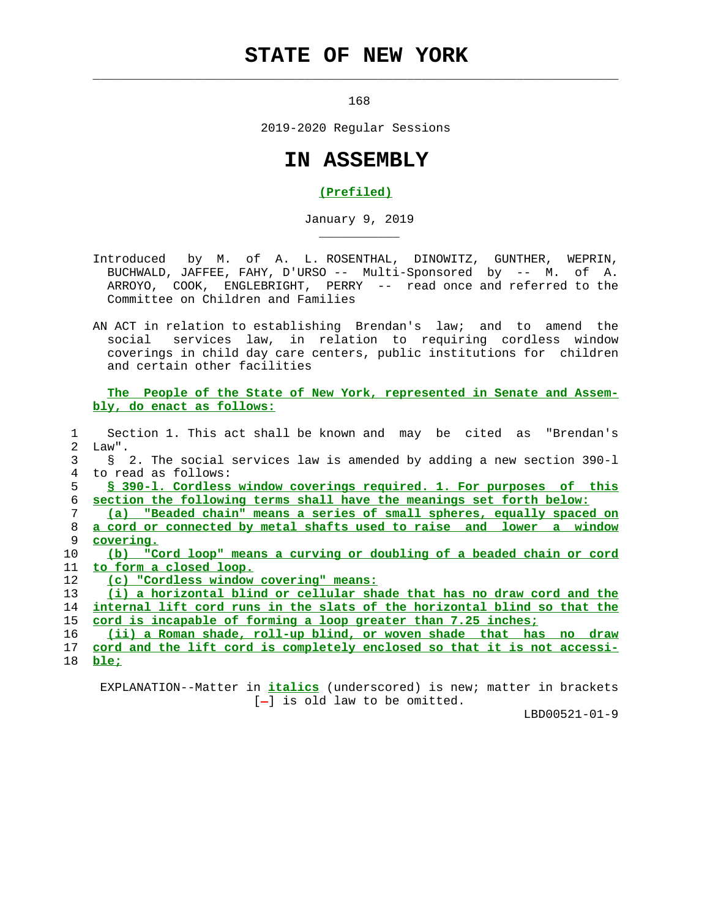# STATE OF NEW YORK

168

2019-2020 Regular Sessions

# IN ASSEMBLY

**(Prefiled)**

January 9, 2019

Introduced by M. of A. L. ROSENTHAL, DINOWITZ, GUNTHER, WEPRIN, BUCHWALD, JAFFEE, FAHY, D'URSO -- Multi-Sponsored by -- M. of A. ARROYO, COOK, ENGLEBRIGHT, PERRY -- read once and referred to the Committee on Children and Families

AN ACT in relation to establishing Brendan's law; and to amend the social services law, in relation to requiring cordless window coverings in child day care centers, public institutions for children and certain other facilities

**The People of the State of New York, represented in Senate and Assembly, do enact as follows:**

Section 1. This act shall be known and may be cited as "Brendan's Law".

§ 2. The social services law is amended by adding a new section 390-l to read as follows:

**§ 390-l. Cordless window coverings required. 1. For purposes of this section the following terms shall have the meanings set forth below:**

**(a) "Beaded chain" means a series of small spheres, equally spaced on a cord or connected by metal shafts used to raise and lower a window covering.**

**(b) "Cord loop" means a curving or doubling of a beaded chain or cord to form a closed loop.**

**(c) "Cordless window covering" means:**

**(i) a horizontal blind or cellular shade that has no draw cord and the internal lift cord runs in the slats of the horizontal blind so that the cord is incapable of forming a loop greater than 7.25 inches;**

**(ii) a Roman shade, roll-up blind, or woven shade that has no draw cord and the lift cord is completely enclosed so that it is not accessible;**

EXPLANATION--Matter in *italics* (underscored) is new; matter in brackets [-] is old law to be omitted.

LBD00521-01-9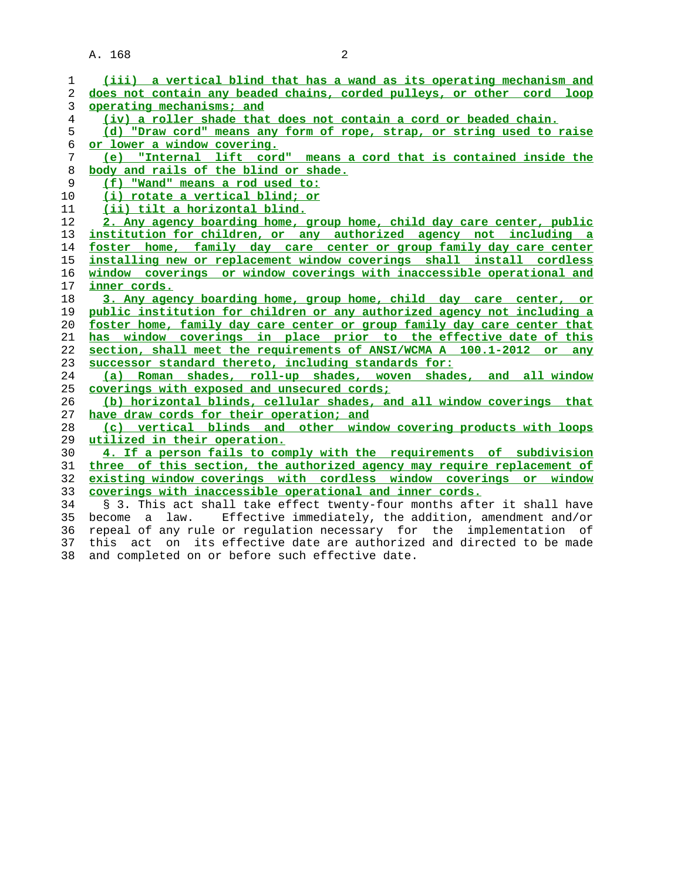(iii) a vertical blind that has a wand as its operating mechanism and does not contain any beaded chains, corded pulleys, or other cord loop operating mechanisms; and

(iv) a roller shade that does not contain a cord or beaded chain.

(d) "Draw cord" means any form of rope, strap, or string used to raise or lower a window covering.

(e) "Internal lift cord" means a cord that is contained inside the body and rails of the blind or shade.

(f) "Wand" means a rod used to:

(i) rotate a vertical blind; or

(ii) tilt a horizontal blind.

2. Any agency boarding home, group home, child day care center, public institution for children, or any authorized agency not including a foster home, family day care center or group family day care center installing new or replacement window coverings shall install cordless window coverings or window coverings with inaccessible operational and inner cords.

3. Any agency boarding home, group home, child day care center, or public institution for children or any authorized agency not including a foster home, family day care center or group family day care center that has window coverings in place prior to the effective date of this section, shall meet the requirements of ANSI/WCMA A 100.1-2012 or any successor standard thereto, including standards for:

(a) Roman shades, roll-up shades, woven shades, and all window coverings with exposed and unsecured cords;

(b) horizontal blinds, cellular shades, and all window coverings that have draw cords for their operation; and

(c) vertical blinds and other window covering products with loops utilized in their operation.

4. If a person fails to comply with the requirements of subdivision three of this section, the authorized agency may require replacement of existing window coverings with cordless window coverings or window coverings with inaccessible operational and inner cords.

§ 3. This act shall take effect twenty-four months after it shall have become a law. Effective immediately, the addition, amendment and/or repeal of any rule or regulation necessary for the implementation of this act on its effective date are authorized and directed to be made and completed on or before such effective date.